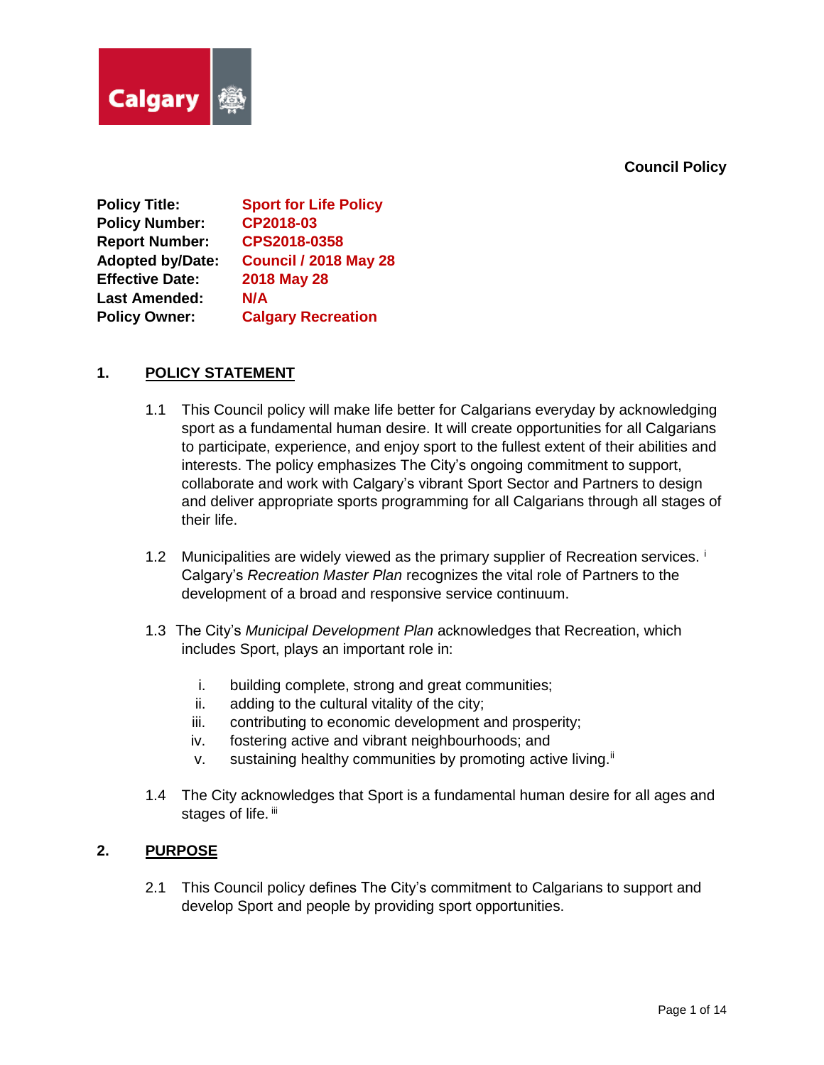Calgary

**Council Policy**

| | |
|---|---|
| **Policy Title:** | **Sport for Life Policy** |
| **Policy Number:** | **CP2018-03** |
| **Report Number:** | **CPS2018-0358** |
| **Adopted by/Date:** | **Council / 2018 May 28** |
| **Effective Date:** | **2018 May 28** |
| **Last Amended:** | **N/A** |
| **Policy Owner:** | **Calgary Recreation** |

## 1. POLICY STATEMENT

1.1 This Council policy will make life better for Calgarians everyday by acknowledging sport as a fundamental human desire. It will create opportunities for all Calgarians to participate, experience, and enjoy sport to the fullest extent of their abilities and interests. The policy emphasizes The City's ongoing commitment to support, collaborate and work with Calgary's vibrant Sport Sector and Partners to design and deliver appropriate sports programming for all Calgarians through all stages of their life.

1.2 Municipalities are widely viewed as the primary supplier of Recreation services. [i] Calgary's *Recreation Master Plan* recognizes the vital role of Partners to the development of a broad and responsive service continuum.

1.3 The City's *Municipal Development Plan* acknowledges that Recreation, which includes Sport, plays an important role in:

i. building complete, strong and great communities;
ii. adding to the cultural vitality of the city;
iii. contributing to economic development and prosperity;
iv. fostering active and vibrant neighbourhoods; and
v. sustaining healthy communities by promoting active living.[ii]

1.4 The City acknowledges that Sport is a fundamental human desire for all ages and stages of life. [iii]

## 2. PURPOSE

2.1 This Council policy defines The City's commitment to Calgarians to support and develop Sport and people by providing sport opportunities.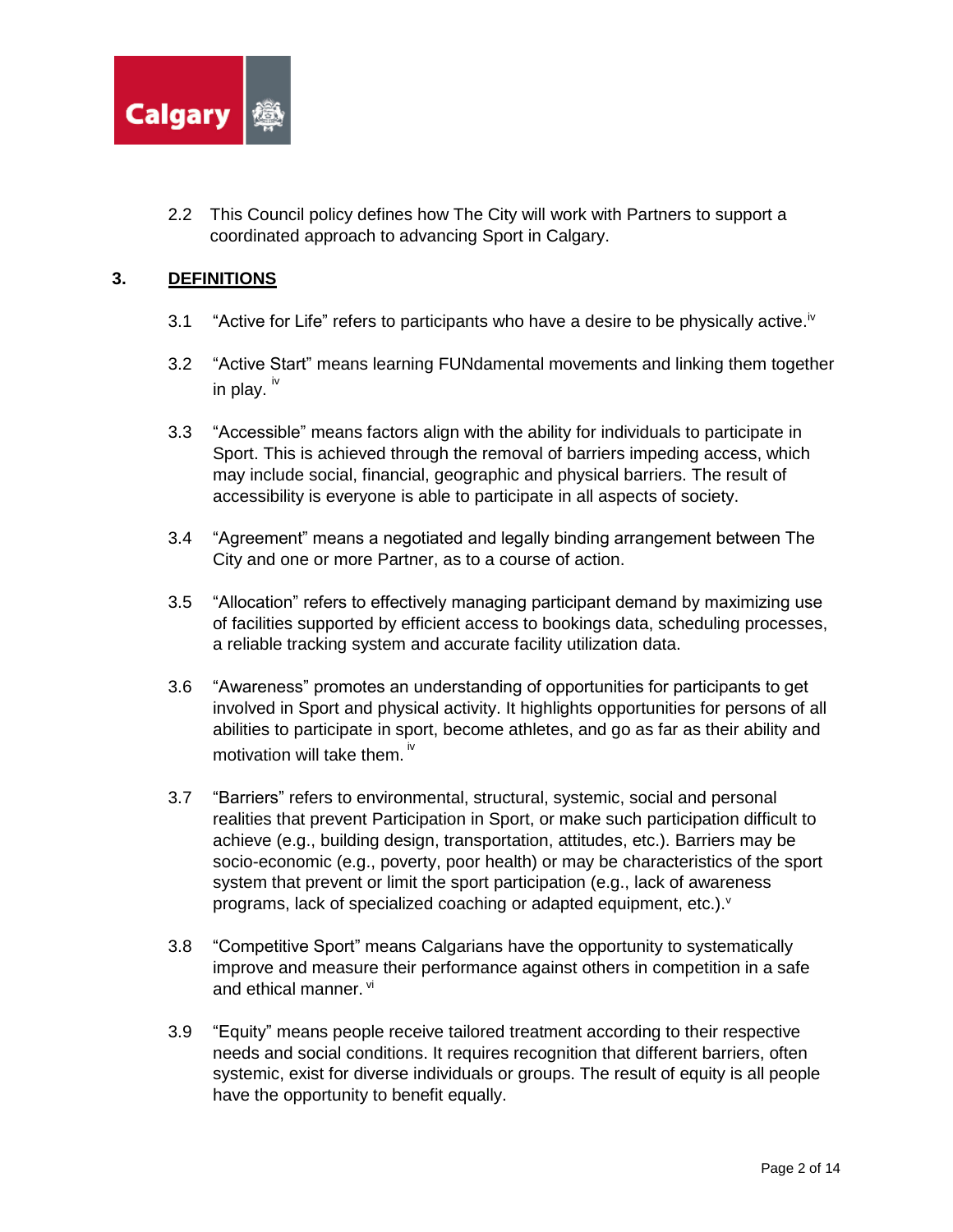2.2 This Council policy defines how The City will work with Partners to support a coordinated approach to advancing Sport in Calgary.

## 3. DEFINITIONS

3.1 "Active for Life" refers to participants who have a desire to be physically active.[iv]

3.2 "Active Start" means learning FUNdamental movements and linking them together in play. [iv]

3.3 "Accessible" means factors align with the ability for individuals to participate in Sport. This is achieved through the removal of barriers impeding access, which may include social, financial, geographic and physical barriers. The result of accessibility is everyone is able to participate in all aspects of society.

3.4 "Agreement" means a negotiated and legally binding arrangement between The City and one or more Partner, as to a course of action.

3.5 "Allocation" refers to effectively managing participant demand by maximizing use of facilities supported by efficient access to bookings data, scheduling processes, a reliable tracking system and accurate facility utilization data.

3.6 "Awareness" promotes an understanding of opportunities for participants to get involved in Sport and physical activity. It highlights opportunities for persons of all abilities to participate in sport, become athletes, and go as far as their ability and motivation will take them. [iv]

3.7 "Barriers" refers to environmental, structural, systemic, social and personal realities that prevent Participation in Sport, or make such participation difficult to achieve (e.g., building design, transportation, attitudes, etc.). Barriers may be socio-economic (e.g., poverty, poor health) or may be characteristics of the sport system that prevent or limit the sport participation (e.g., lack of awareness programs, lack of specialized coaching or adapted equipment, etc.).[v]

3.8 "Competitive Sport" means Calgarians have the opportunity to systematically improve and measure their performance against others in competition in a safe and ethical manner. [vi]

3.9 "Equity" means people receive tailored treatment according to their respective needs and social conditions. It requires recognition that different barriers, often systemic, exist for diverse individuals or groups. The result of equity is all people have the opportunity to benefit equally.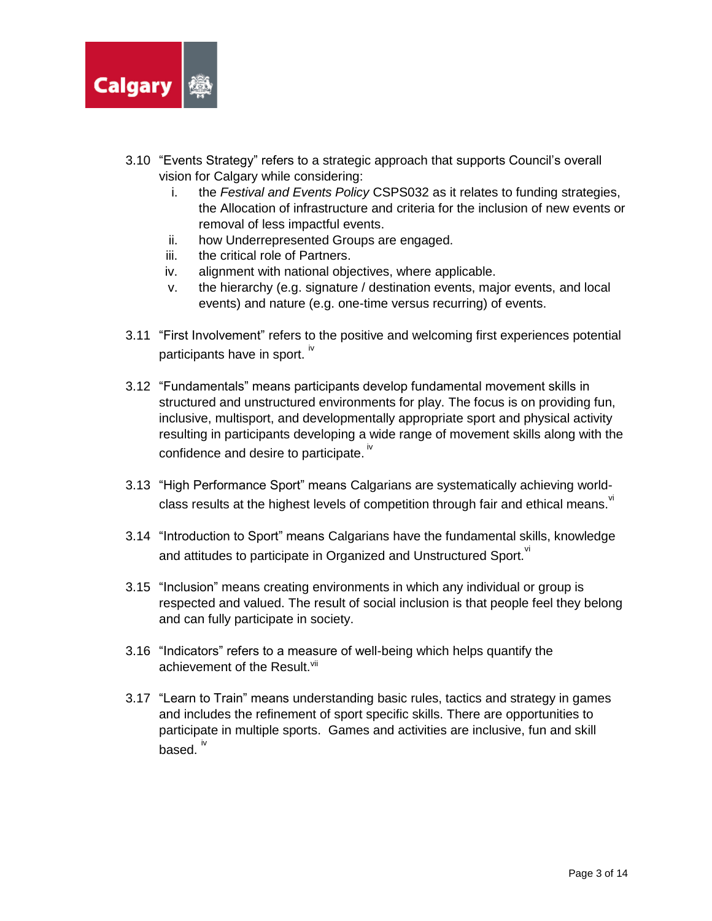3.10 "Events Strategy" refers to a strategic approach that supports Council's overall vision for Calgary while considering:

   i. the *Festival and Events Policy* CSPS032 as it relates to funding strategies, the Allocation of infrastructure and criteria for the inclusion of new events or removal of less impactful events.
   ii. how Underrepresented Groups are engaged.
   iii. the critical role of Partners.
   iv. alignment with national objectives, where applicable.
   v. the hierarchy (e.g. signature / destination events, major events, and local events) and nature (e.g. one-time versus recurring) of events.

3.11 "First Involvement" refers to the positive and welcoming first experiences potential participants have in sport. [iv]

3.12 "Fundamentals" means participants develop fundamental movement skills in structured and unstructured environments for play. The focus is on providing fun, inclusive, multisport, and developmentally appropriate sport and physical activity resulting in participants developing a wide range of movement skills along with the confidence and desire to participate. [iv]

3.13 "High Performance Sport" means Calgarians are systematically achieving world-class results at the highest levels of competition through fair and ethical means. [vi]

3.14 "Introduction to Sport" means Calgarians have the fundamental skills, knowledge and attitudes to participate in Organized and Unstructured Sport. [vi]

3.15 "Inclusion" means creating environments in which any individual or group is respected and valued. The result of social inclusion is that people feel they belong and can fully participate in society.

3.16 "Indicators" refers to a measure of well-being which helps quantify the achievement of the Result. [vii]

3.17 "Learn to Train" means understanding basic rules, tactics and strategy in games and includes the refinement of sport specific skills. There are opportunities to participate in multiple sports. Games and activities are inclusive, fun and skill based. [iv]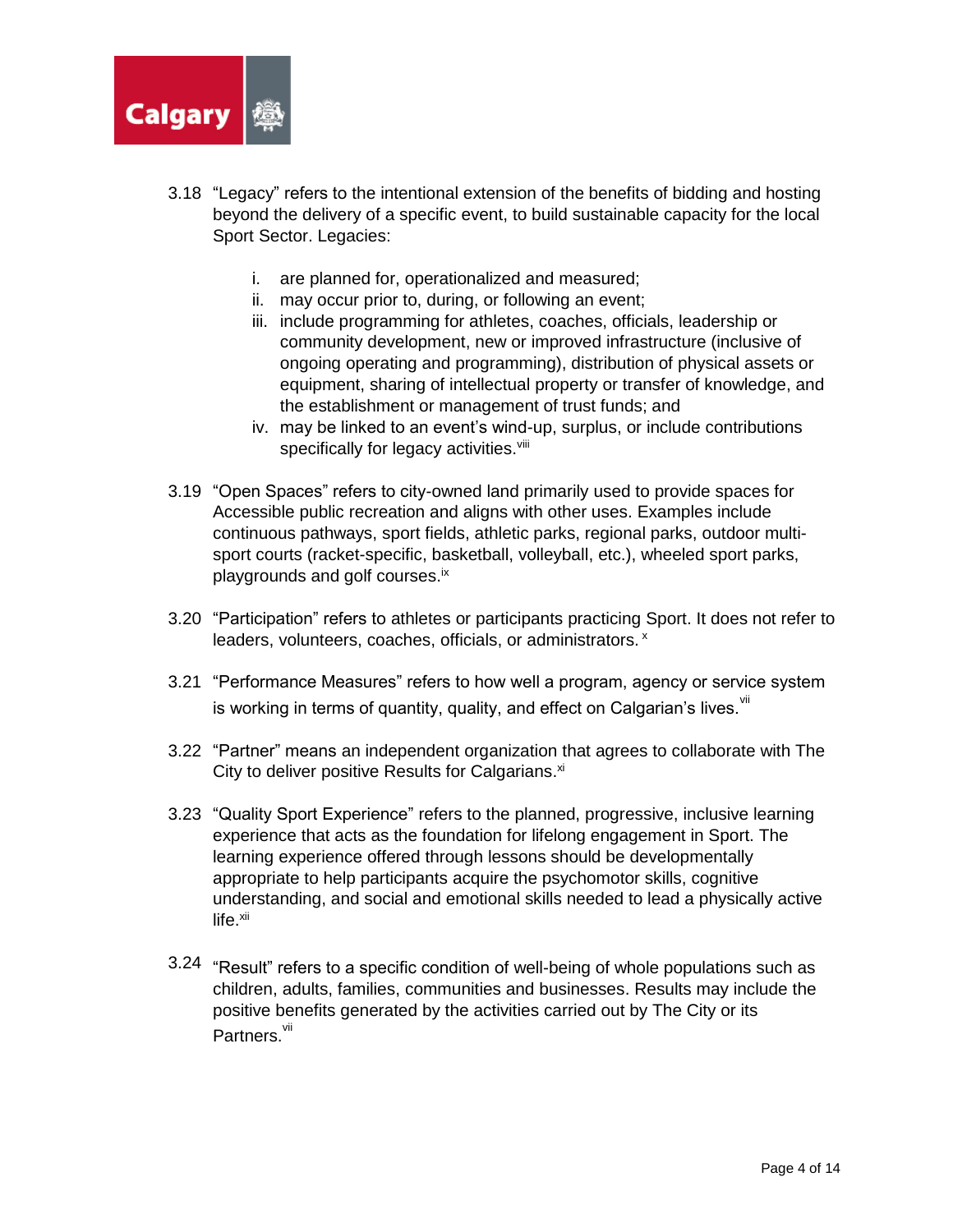3.18 "Legacy" refers to the intentional extension of the benefits of bidding and hosting beyond the delivery of a specific event, to build sustainable capacity for the local Sport Sector. Legacies:

   i. are planned for, operationalized and measured;
   ii. may occur prior to, during, or following an event;
   iii. include programming for athletes, coaches, officials, leadership or community development, new or improved infrastructure (inclusive of ongoing operating and programming), distribution of physical assets or equipment, sharing of intellectual property or transfer of knowledge, and the establishment or management of trust funds; and
   iv. may be linked to an event's wind-up, surplus, or include contributions specifically for legacy activities.[viii]

3.19 "Open Spaces" refers to city-owned land primarily used to provide spaces for Accessible public recreation and aligns with other uses. Examples include continuous pathways, sport fields, athletic parks, regional parks, outdoor multi-sport courts (racket-specific, basketball, volleyball, etc.), wheeled sport parks, playgrounds and golf courses.[ix]

3.20 "Participation" refers to athletes or participants practicing Sport. It does not refer to leaders, volunteers, coaches, officials, or administrators.[x]

3.21 "Performance Measures" refers to how well a program, agency or service system is working in terms of quantity, quality, and effect on Calgarian's lives.[vii]

3.22 "Partner" means an independent organization that agrees to collaborate with The City to deliver positive Results for Calgarians.[xi]

3.23 "Quality Sport Experience" refers to the planned, progressive, inclusive learning experience that acts as the foundation for lifelong engagement in Sport. The learning experience offered through lessons should be developmentally appropriate to help participants acquire the psychomotor skills, cognitive understanding, and social and emotional skills needed to lead a physically active life.[xii]

3.24 "Result" refers to a specific condition of well-being of whole populations such as children, adults, families, communities and businesses. Results may include the positive benefits generated by the activities carried out by The City or its Partners.[vii]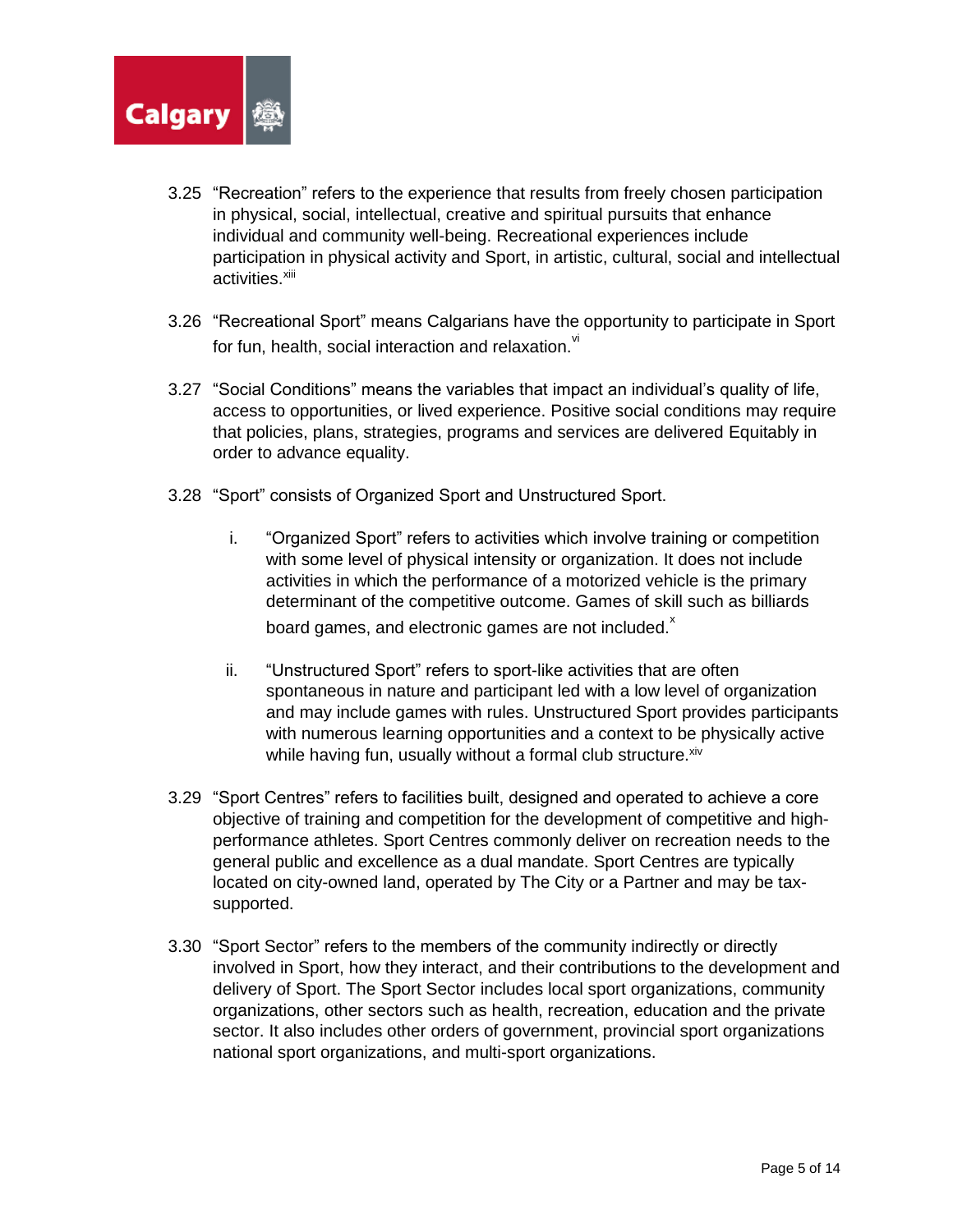3.25 "Recreation" refers to the experience that results from freely chosen participation in physical, social, intellectual, creative and spiritual pursuits that enhance individual and community well-being. Recreational experiences include participation in physical activity and Sport, in artistic, cultural, social and intellectual activities.[xiii]

3.26 "Recreational Sport" means Calgarians have the opportunity to participate in Sport for fun, health, social interaction and relaxation.[vi]

3.27 "Social Conditions" means the variables that impact an individual's quality of life, access to opportunities, or lived experience. Positive social conditions may require that policies, plans, strategies, programs and services are delivered Equitably in order to advance equality.

3.28 "Sport" consists of Organized Sport and Unstructured Sport.

   i. "Organized Sport" refers to activities which involve training or competition with some level of physical intensity or organization. It does not include activities in which the performance of a motorized vehicle is the primary determinant of the competitive outcome. Games of skill such as billiards board games, and electronic games are not included.[x]

   ii. "Unstructured Sport" refers to sport-like activities that are often spontaneous in nature and participant led with a low level of organization and may include games with rules. Unstructured Sport provides participants with numerous learning opportunities and a context to be physically active while having fun, usually without a formal club structure.[xiv]

3.29 "Sport Centres" refers to facilities built, designed and operated to achieve a core objective of training and competition for the development of competitive and high-performance athletes. Sport Centres commonly deliver on recreation needs to the general public and excellence as a dual mandate. Sport Centres are typically located on city-owned land, operated by The City or a Partner and may be tax-supported.

3.30 "Sport Sector" refers to the members of the community indirectly or directly involved in Sport, how they interact, and their contributions to the development and delivery of Sport. The Sport Sector includes local sport organizations, community organizations, other sectors such as health, recreation, education and the private sector. It also includes other orders of government, provincial sport organizations national sport organizations, and multi-sport organizations.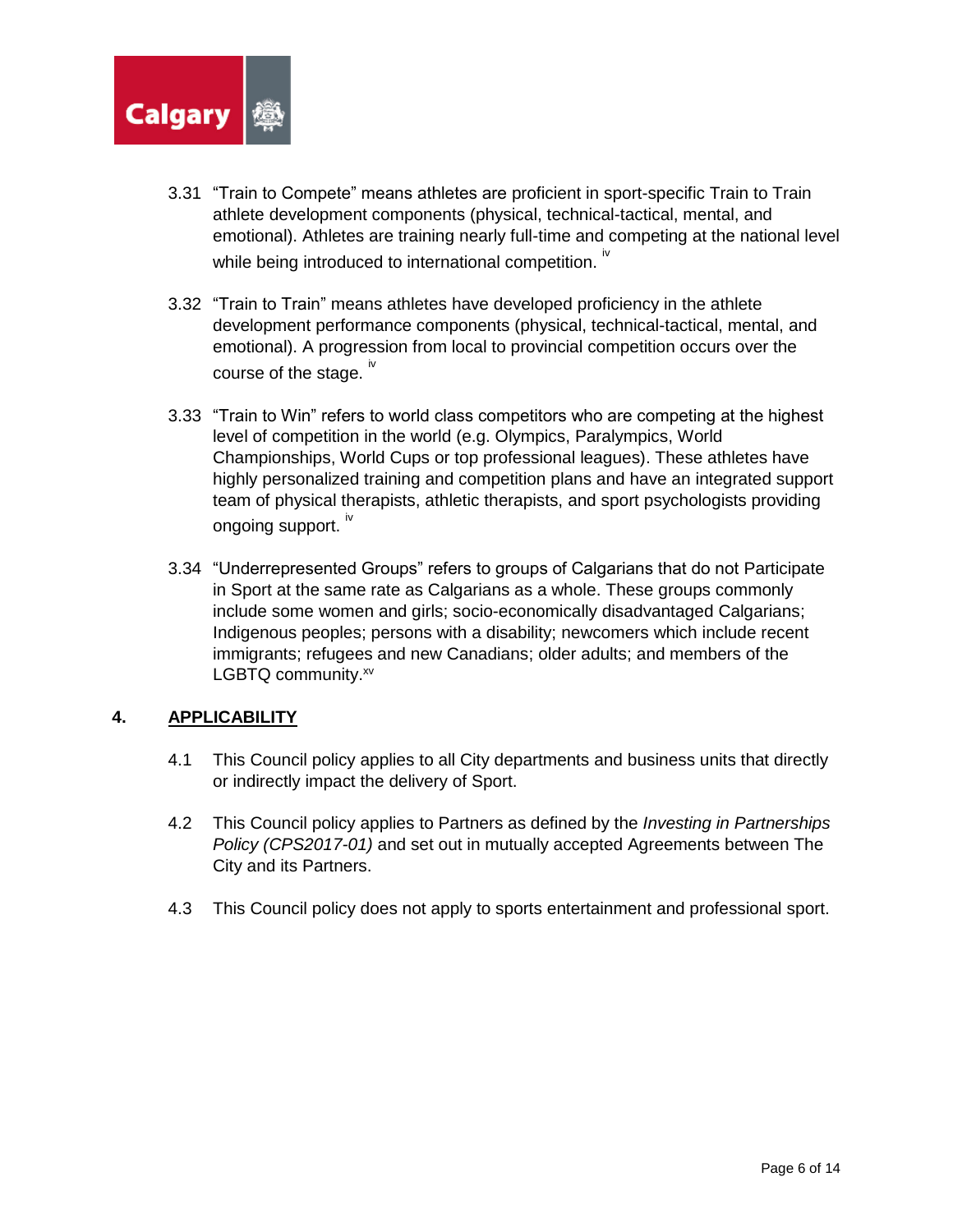3.31 "Train to Compete" means athletes are proficient in sport-specific Train to Train athlete development components (physical, technical-tactical, mental, and emotional). Athletes are training nearly full-time and competing at the national level while being introduced to international competition. [iv]

3.32 "Train to Train" means athletes have developed proficiency in the athlete development performance components (physical, technical-tactical, mental, and emotional). A progression from local to provincial competition occurs over the course of the stage. [iv]

3.33 "Train to Win" refers to world class competitors who are competing at the highest level of competition in the world (e.g. Olympics, Paralympics, World Championships, World Cups or top professional leagues). These athletes have highly personalized training and competition plans and have an integrated support team of physical therapists, athletic therapists, and sport psychologists providing ongoing support. [iv]

3.34 "Underrepresented Groups" refers to groups of Calgarians that do not Participate in Sport at the same rate as Calgarians as a whole. These groups commonly include some women and girls; socio-economically disadvantaged Calgarians; Indigenous peoples; persons with a disability; newcomers which include recent immigrants; refugees and new Canadians; older adults; and members of the LGBTQ community.[xv]

## 4. APPLICABILITY

4.1 This Council policy applies to all City departments and business units that directly or indirectly impact the delivery of Sport.

4.2 This Council policy applies to Partners as defined by the *Investing in Partnerships Policy (CPS2017-01)* and set out in mutually accepted Agreements between The City and its Partners.

4.3 This Council policy does not apply to sports entertainment and professional sport.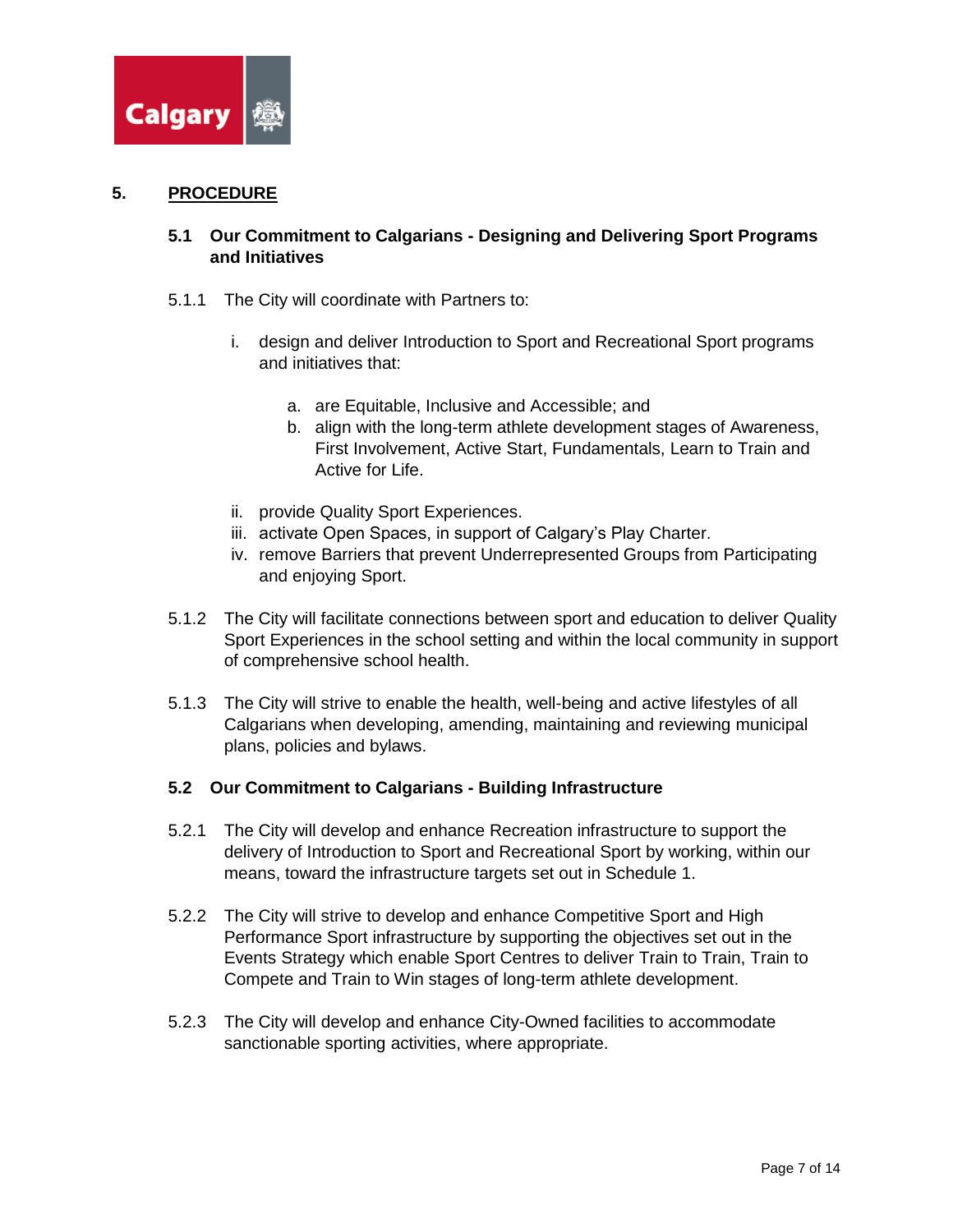## 5. PROCEDURE

### 5.1 Our Commitment to Calgarians - Designing and Delivering Sport Programs and Initiatives

5.1.1 The City will coordinate with Partners to:

i. design and deliver Introduction to Sport and Recreational Sport programs and initiatives that:

   a. are Equitable, Inclusive and Accessible; and
   b. align with the long-term athlete development stages of Awareness, First Involvement, Active Start, Fundamentals, Learn to Train and Active for Life.

ii. provide Quality Sport Experiences.

iii. activate Open Spaces, in support of Calgary's Play Charter.

iv. remove Barriers that prevent Underrepresented Groups from Participating and enjoying Sport.

5.1.2 The City will facilitate connections between sport and education to deliver Quality Sport Experiences in the school setting and within the local community in support of comprehensive school health.

5.1.3 The City will strive to enable the health, well-being and active lifestyles of all Calgarians when developing, amending, maintaining and reviewing municipal plans, policies and bylaws.

### 5.2 Our Commitment to Calgarians - Building Infrastructure

5.2.1 The City will develop and enhance Recreation infrastructure to support the delivery of Introduction to Sport and Recreational Sport by working, within our means, toward the infrastructure targets set out in Schedule 1.

5.2.2 The City will strive to develop and enhance Competitive Sport and High Performance Sport infrastructure by supporting the objectives set out in the Events Strategy which enable Sport Centres to deliver Train to Train, Train to Compete and Train to Win stages of long-term athlete development.

5.2.3 The City will develop and enhance City-Owned facilities to accommodate sanctionable sporting activities, where appropriate.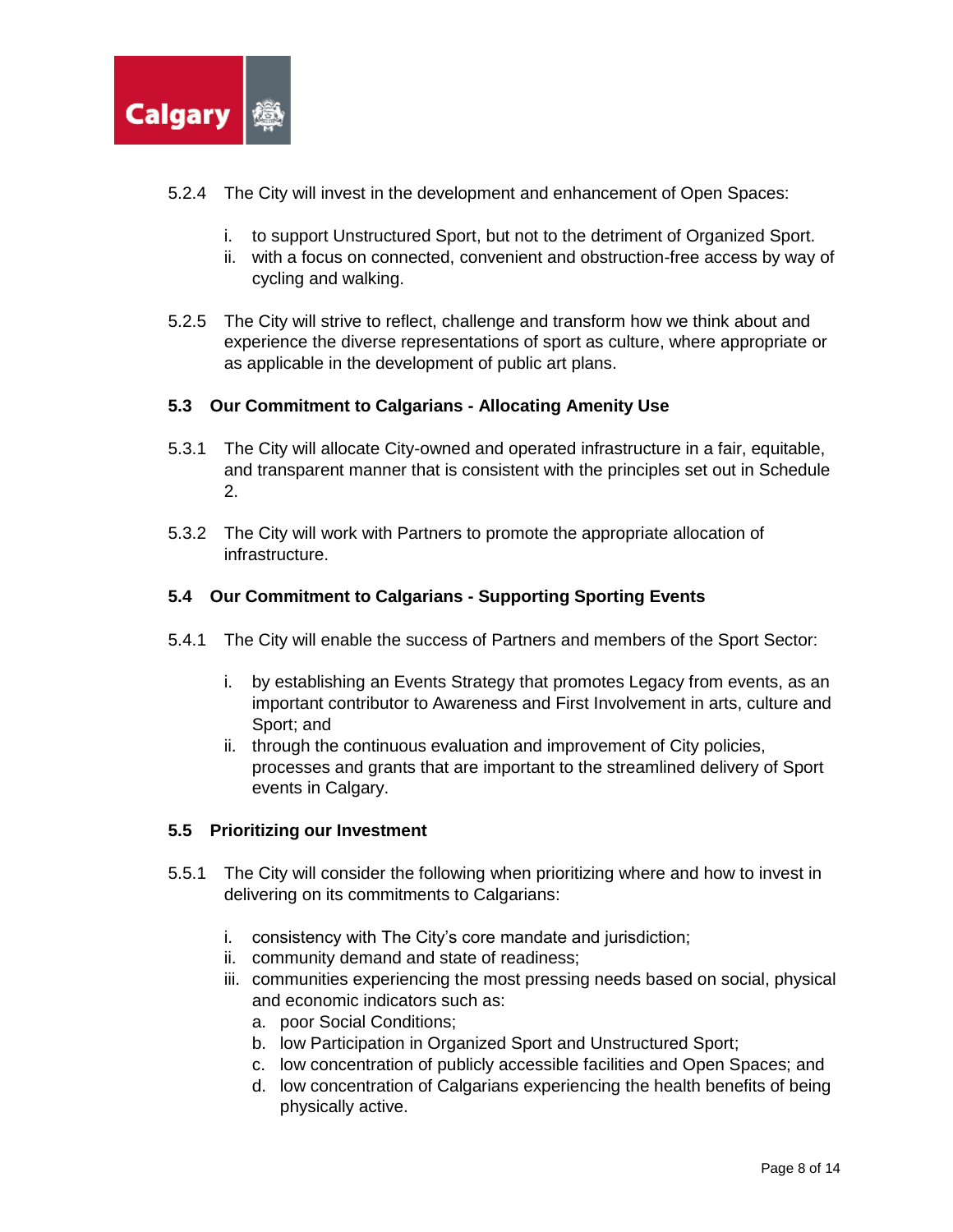5.2.4 The City will invest in the development and enhancement of Open Spaces:

   i. to support Unstructured Sport, but not to the detriment of Organized Sport.
   ii. with a focus on connected, convenient and obstruction-free access by way of cycling and walking.

5.2.5 The City will strive to reflect, challenge and transform how we think about and experience the diverse representations of sport as culture, where appropriate or as applicable in the development of public art plans.

**5.3 Our Commitment to Calgarians - Allocating Amenity Use**

5.3.1 The City will allocate City-owned and operated infrastructure in a fair, equitable, and transparent manner that is consistent with the principles set out in Schedule 2.

5.3.2 The City will work with Partners to promote the appropriate allocation of infrastructure.

**5.4 Our Commitment to Calgarians - Supporting Sporting Events**

5.4.1 The City will enable the success of Partners and members of the Sport Sector:

   i. by establishing an Events Strategy that promotes Legacy from events, as an important contributor to Awareness and First Involvement in arts, culture and Sport; and
   ii. through the continuous evaluation and improvement of City policies, processes and grants that are important to the streamlined delivery of Sport events in Calgary.

**5.5 Prioritizing our Investment**

5.5.1 The City will consider the following when prioritizing where and how to invest in delivering on its commitments to Calgarians:

   i. consistency with The City's core mandate and jurisdiction;
   ii. community demand and state of readiness;
   iii. communities experiencing the most pressing needs based on social, physical and economic indicators such as:
      a. poor Social Conditions;
      b. low Participation in Organized Sport and Unstructured Sport;
      c. low concentration of publicly accessible facilities and Open Spaces; and
      d. low concentration of Calgarians experiencing the health benefits of being physically active.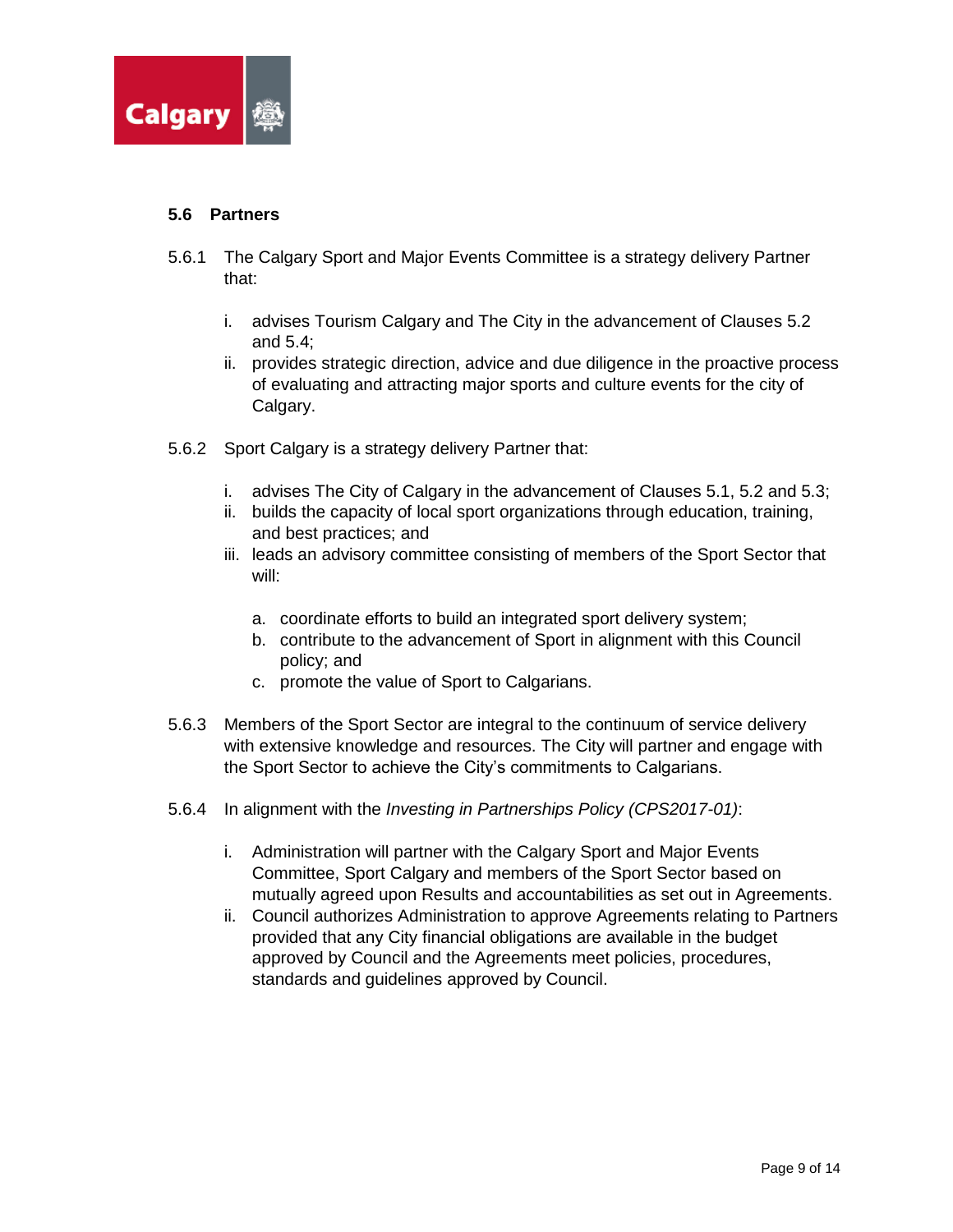### 5.6 Partners

5.6.1 The Calgary Sport and Major Events Committee is a strategy delivery Partner that:

i. advises Tourism Calgary and The City in the advancement of Clauses 5.2 and 5.4;
ii. provides strategic direction, advice and due diligence in the proactive process of evaluating and attracting major sports and culture events for the city of Calgary.

5.6.2 Sport Calgary is a strategy delivery Partner that:

i. advises The City of Calgary in the advancement of Clauses 5.1, 5.2 and 5.3;
ii. builds the capacity of local sport organizations through education, training, and best practices; and
iii. leads an advisory committee consisting of members of the Sport Sector that will:

   a. coordinate efforts to build an integrated sport delivery system;
   b. contribute to the advancement of Sport in alignment with this Council policy; and
   c. promote the value of Sport to Calgarians.

5.6.3 Members of the Sport Sector are integral to the continuum of service delivery with extensive knowledge and resources. The City will partner and engage with the Sport Sector to achieve the City's commitments to Calgarians.

5.6.4 In alignment with the *Investing in Partnerships Policy (CPS2017-01)*:

i. Administration will partner with the Calgary Sport and Major Events Committee, Sport Calgary and members of the Sport Sector based on mutually agreed upon Results and accountabilities as set out in Agreements.
ii. Council authorizes Administration to approve Agreements relating to Partners provided that any City financial obligations are available in the budget approved by Council and the Agreements meet policies, procedures, standards and guidelines approved by Council.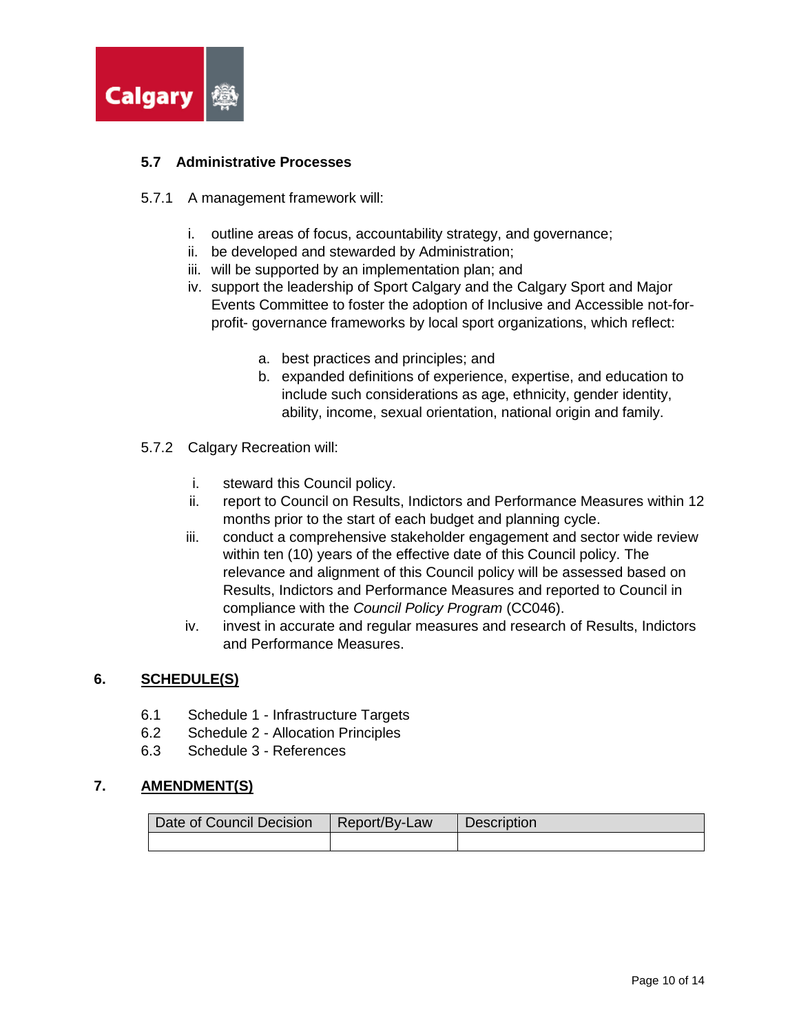### 5.7 Administrative Processes

5.7.1 A management framework will:

i. outline areas of focus, accountability strategy, and governance;
ii. be developed and stewarded by Administration;
iii. will be supported by an implementation plan; and
iv. support the leadership of Sport Calgary and the Calgary Sport and Major Events Committee to foster the adoption of Inclusive and Accessible not-for-profit- governance frameworks by local sport organizations, which reflect:

   a. best practices and principles; and
   b. expanded definitions of experience, expertise, and education to include such considerations as age, ethnicity, gender identity, ability, income, sexual orientation, national origin and family.

5.7.2 Calgary Recreation will:

i. steward this Council policy.
ii. report to Council on Results, Indictors and Performance Measures within 12 months prior to the start of each budget and planning cycle.
iii. conduct a comprehensive stakeholder engagement and sector wide review within ten (10) years of the effective date of this Council policy. The relevance and alignment of this Council policy will be assessed based on Results, Indictors and Performance Measures and reported to Council in compliance with the *Council Policy Program* (CC046).
iv. invest in accurate and regular measures and research of Results, Indictors and Performance Measures.

## 6. SCHEDULE(S)

6.1 Schedule 1 - Infrastructure Targets
6.2 Schedule 2 - Allocation Principles
6.3 Schedule 3 - References

## 7. AMENDMENT(S)

| Date of Council Decision | Report/By-Law | Description |
|---|---|---|
| | | |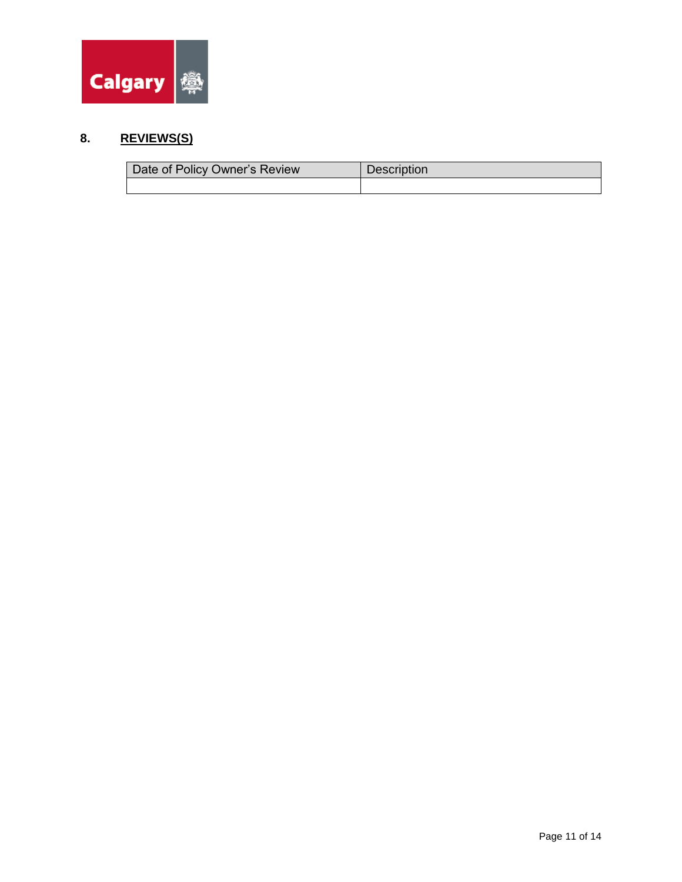## 8. REVIEWS(S)

| Date of Policy Owner's Review | Description |
|---|---|
| | |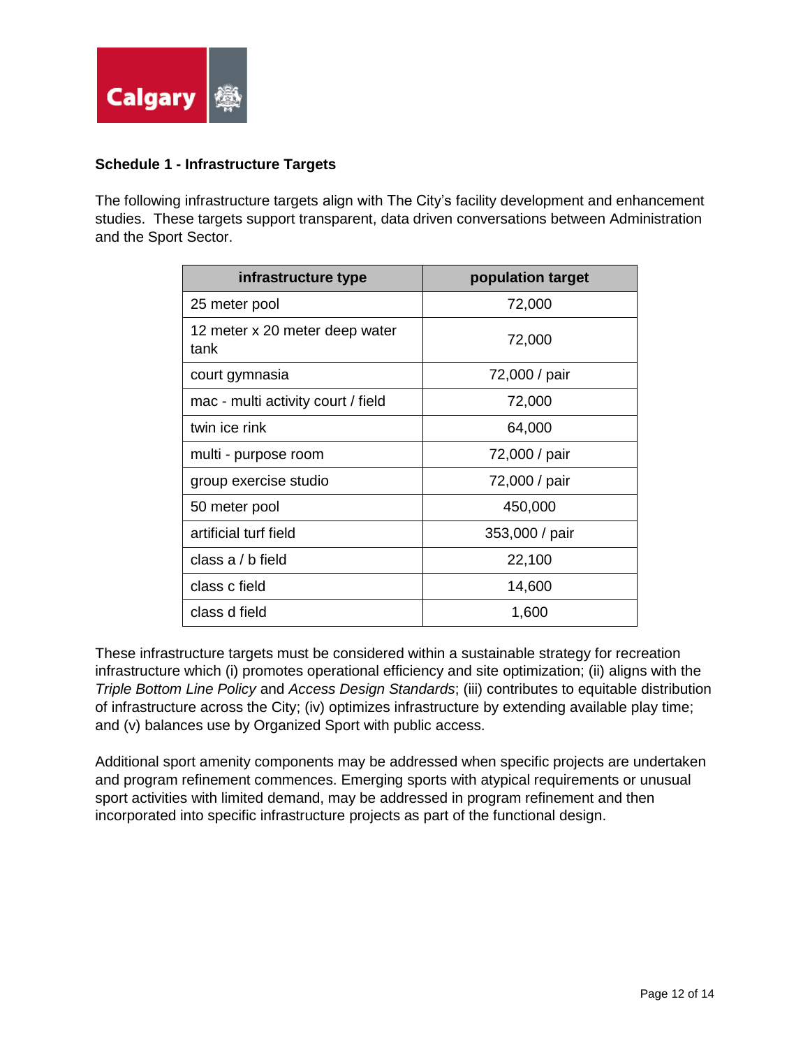**Schedule 1 - Infrastructure Targets**

The following infrastructure targets align with The City's facility development and enhancement studies. These targets support transparent, data driven conversations between Administration and the Sport Sector.

| infrastructure type | population target |
|---|---|
| 25 meter pool | 72,000 |
| 12 meter x 20 meter deep water tank | 72,000 |
| court gymnasia | 72,000 / pair |
| mac - multi activity court / field | 72,000 |
| twin ice rink | 64,000 |
| multi - purpose room | 72,000 / pair |
| group exercise studio | 72,000 / pair |
| 50 meter pool | 450,000 |
| artificial turf field | 353,000 / pair |
| class a / b field | 22,100 |
| class c field | 14,600 |
| class d field | 1,600 |

These infrastructure targets must be considered within a sustainable strategy for recreation infrastructure which (i) promotes operational efficiency and site optimization; (ii) aligns with the *Triple Bottom Line Policy* and *Access Design Standards*; (iii) contributes to equitable distribution of infrastructure across the City; (iv) optimizes infrastructure by extending available play time; and (v) balances use by Organized Sport with public access.

Additional sport amenity components may be addressed when specific projects are undertaken and program refinement commences. Emerging sports with atypical requirements or unusual sport activities with limited demand, may be addressed in program refinement and then incorporated into specific infrastructure projects as part of the functional design.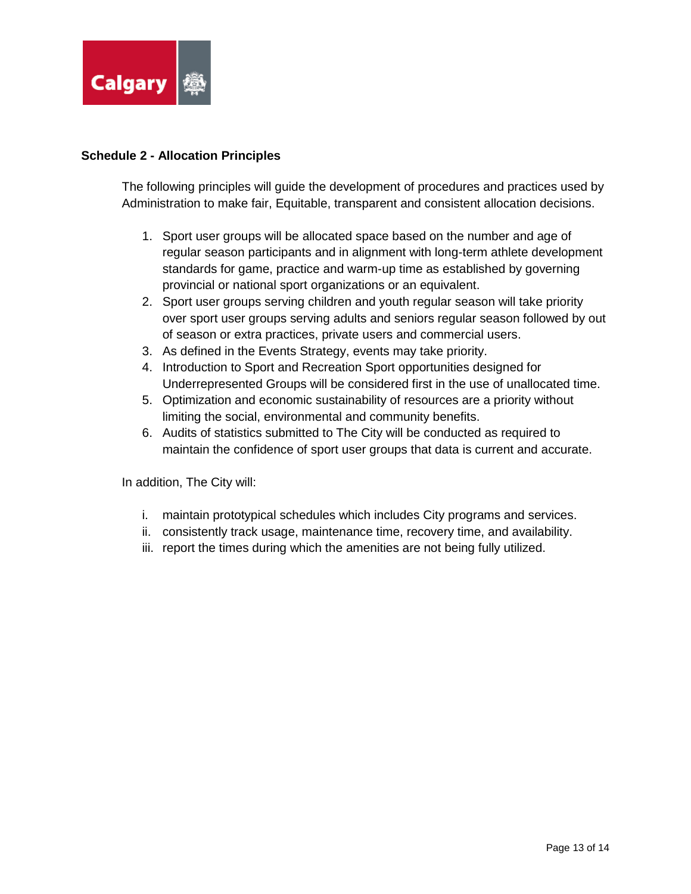## Schedule 2 - Allocation Principles

The following principles will guide the development of procedures and practices used by Administration to make fair, Equitable, transparent and consistent allocation decisions.

1. Sport user groups will be allocated space based on the number and age of regular season participants and in alignment with long-term athlete development standards for game, practice and warm-up time as established by governing provincial or national sport organizations or an equivalent.
2. Sport user groups serving children and youth regular season will take priority over sport user groups serving adults and seniors regular season followed by out of season or extra practices, private users and commercial users.
3. As defined in the Events Strategy, events may take priority.
4. Introduction to Sport and Recreation Sport opportunities designed for Underrepresented Groups will be considered first in the use of unallocated time.
5. Optimization and economic sustainability of resources are a priority without limiting the social, environmental and community benefits.
6. Audits of statistics submitted to The City will be conducted as required to maintain the confidence of sport user groups that data is current and accurate.

In addition, The City will:

i. maintain prototypical schedules which includes City programs and services.
ii. consistently track usage, maintenance time, recovery time, and availability.
iii. report the times during which the amenities are not being fully utilized.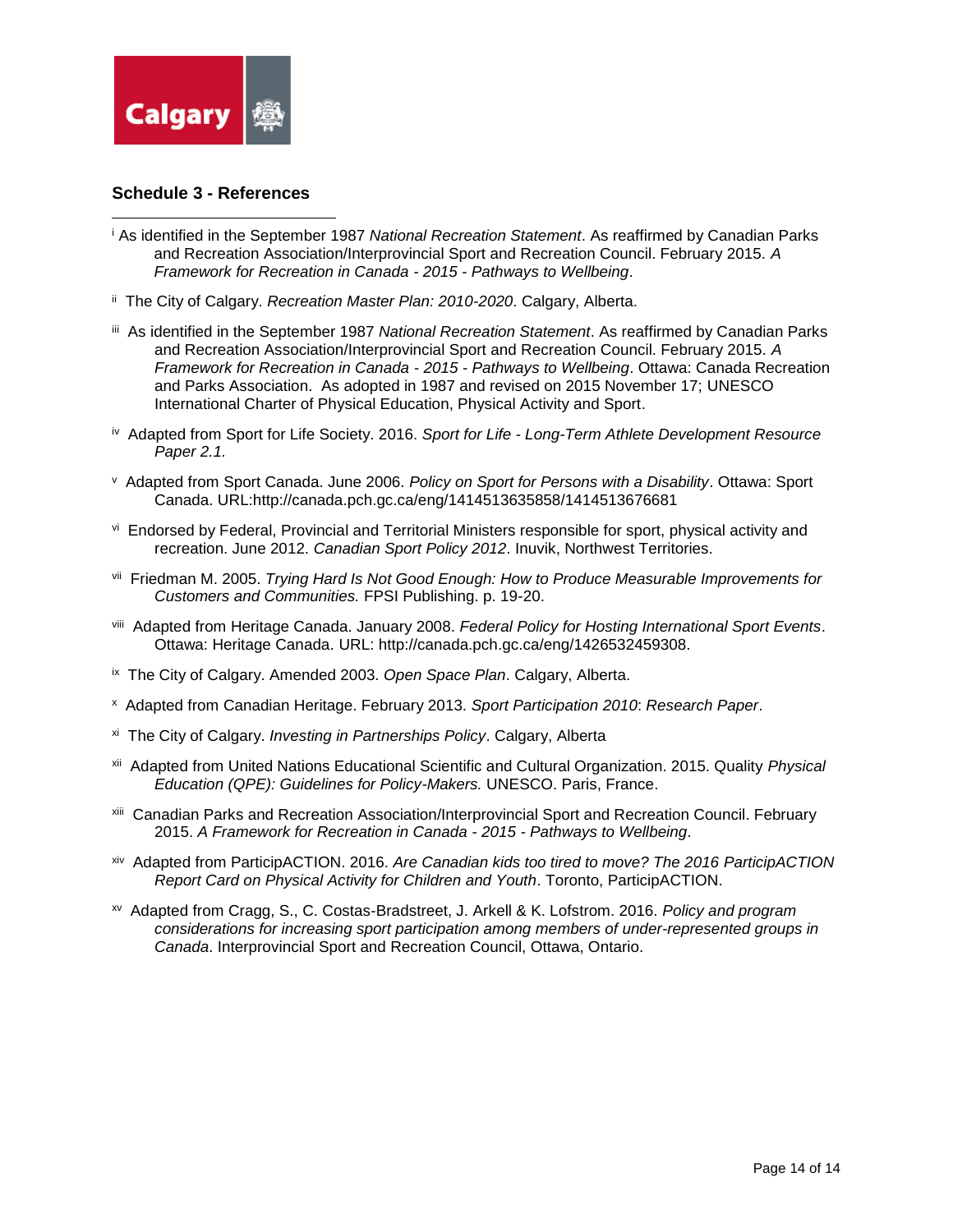## Schedule 3 - References

[i] As identified in the September 1987 *National Recreation Statement*. As reaffirmed by Canadian Parks and Recreation Association/Interprovincial Sport and Recreation Council. February 2015. *A Framework for Recreation in Canada - 2015 - Pathways to Wellbeing*.

[ii] The City of Calgary. *Recreation Master Plan: 2010-2020*. Calgary, Alberta.

[iii] As identified in the September 1987 *National Recreation Statement*. As reaffirmed by Canadian Parks and Recreation Association/Interprovincial Sport and Recreation Council. February 2015. *A Framework for Recreation in Canada - 2015 - Pathways to Wellbeing*. Ottawa: Canada Recreation and Parks Association. As adopted in 1987 and revised on 2015 November 17; UNESCO International Charter of Physical Education, Physical Activity and Sport.

[iv] Adapted from Sport for Life Society. 2016. *Sport for Life - Long-Term Athlete Development Resource Paper 2.1.*

[v] Adapted from Sport Canada. June 2006. *Policy on Sport for Persons with a Disability*. Ottawa: Sport Canada. URL:http://canada.pch.gc.ca/eng/1414513635858/1414513676681

[vi] Endorsed by Federal, Provincial and Territorial Ministers responsible for sport, physical activity and recreation. June 2012. *Canadian Sport Policy 2012*. Inuvik, Northwest Territories.

[vii] Friedman M. 2005. *Trying Hard Is Not Good Enough: How to Produce Measurable Improvements for Customers and Communities.* FPSI Publishing. p. 19-20.

[viii] Adapted from Heritage Canada. January 2008. *Federal Policy for Hosting International Sport Events*. Ottawa: Heritage Canada. URL: http://canada.pch.gc.ca/eng/1426532459308.

[ix] The City of Calgary. Amended 2003. *Open Space Plan*. Calgary, Alberta.

[x] Adapted from Canadian Heritage. February 2013. *Sport Participation 2010*: *Research Paper*.

[xi] The City of Calgary. *Investing in Partnerships Policy*. Calgary, Alberta

[xii] Adapted from United Nations Educational Scientific and Cultural Organization. 2015. Quality *Physical Education (QPE): Guidelines for Policy-Makers.* UNESCO. Paris, France.

[xiii] Canadian Parks and Recreation Association/Interprovincial Sport and Recreation Council. February 2015. *A Framework for Recreation in Canada - 2015 - Pathways to Wellbeing*.

[xiv] Adapted from ParticipACTION. 2016. *Are Canadian kids too tired to move? The 2016 ParticipACTION Report Card on Physical Activity for Children and Youth*. Toronto, ParticipACTION.

[xv] Adapted from Cragg, S., C. Costas-Bradstreet, J. Arkell & K. Lofstrom. 2016. *Policy and program considerations for increasing sport participation among members of under-represented groups in Canada*. Interprovincial Sport and Recreation Council, Ottawa, Ontario.